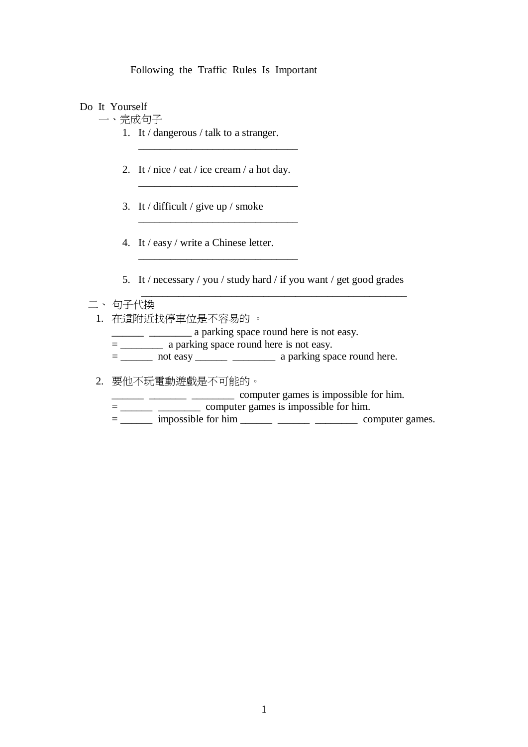# Following the Traffic Rules Is Important

## Do It Yourself

一、完成句子

1. It / dangerous / talk to a stranger.
   ______________________________

2. It / nice / eat / ice cream / a hot day.
   ______________________________

3. It / difficult / give up / smoke
   ______________________________

4. It / easy / write a Chinese letter.
   ______________________________

5. It / necessary / you / study hard / if you want / get good grades
   __________________________________________________

二、 句子代換

1. 在這附近找停車位是不容易的 。
   ______ ________ a parking space round here is not easy.
   = ________ a parking space round here is not easy.
   = ______ not easy ______ ________ a parking space round here.

2. 要他不玩電動遊戲是不可能的。
   ______ _______ ________ computer games is impossible for him.
   = ______ ________ computer games is impossible for him.
   = ______ impossible for him ______ ______ ________ computer games.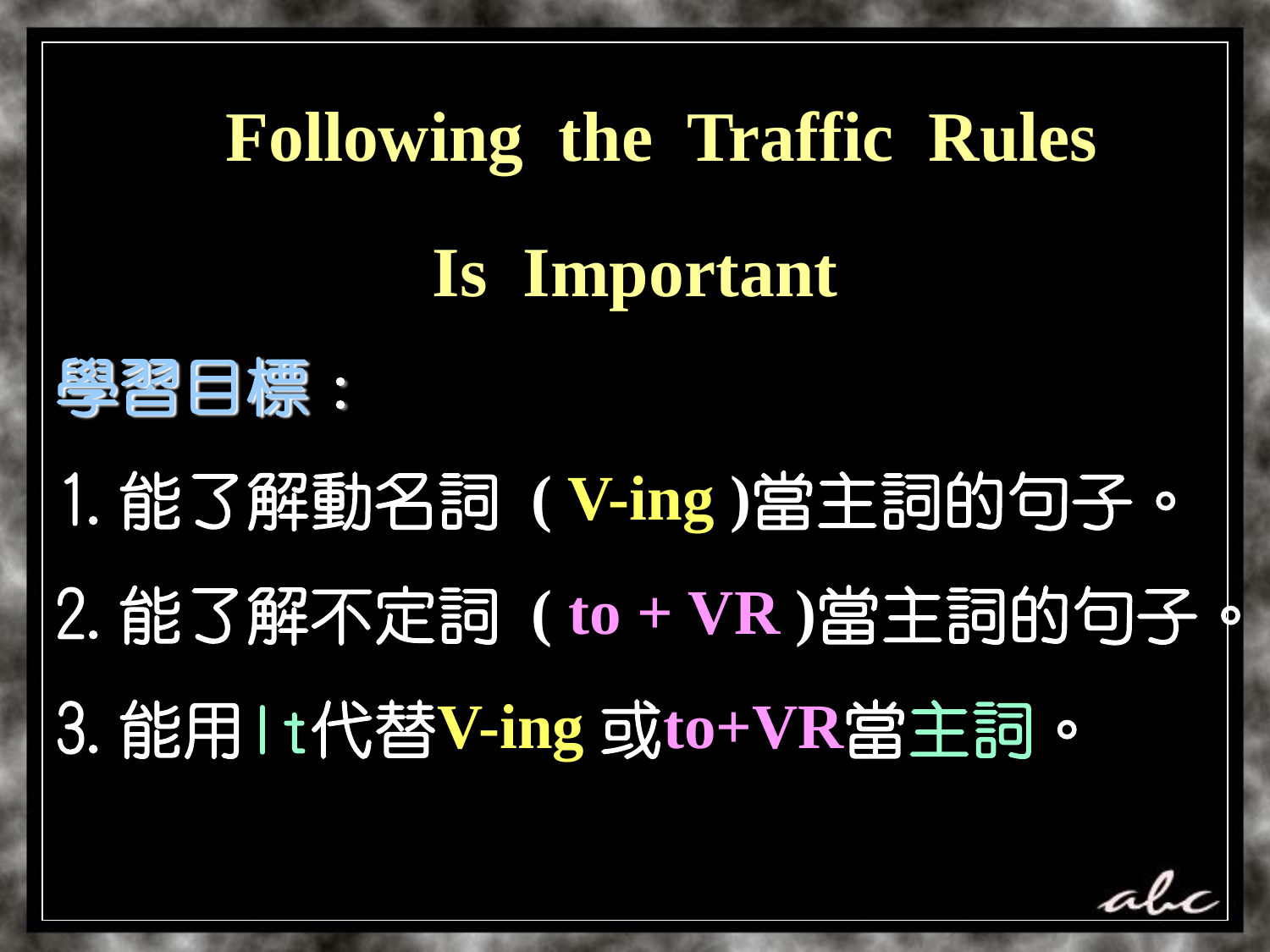# Following the Traffic Rules Is Important

**學習目標：**

1. 能了解動名詞 ( **V-ing** )當主詞的句子。
2. 能了解不定詞 ( **to + VR** )當主詞的句子。
3. 能用It代替**V-ing** 或**to+VR**當主詞。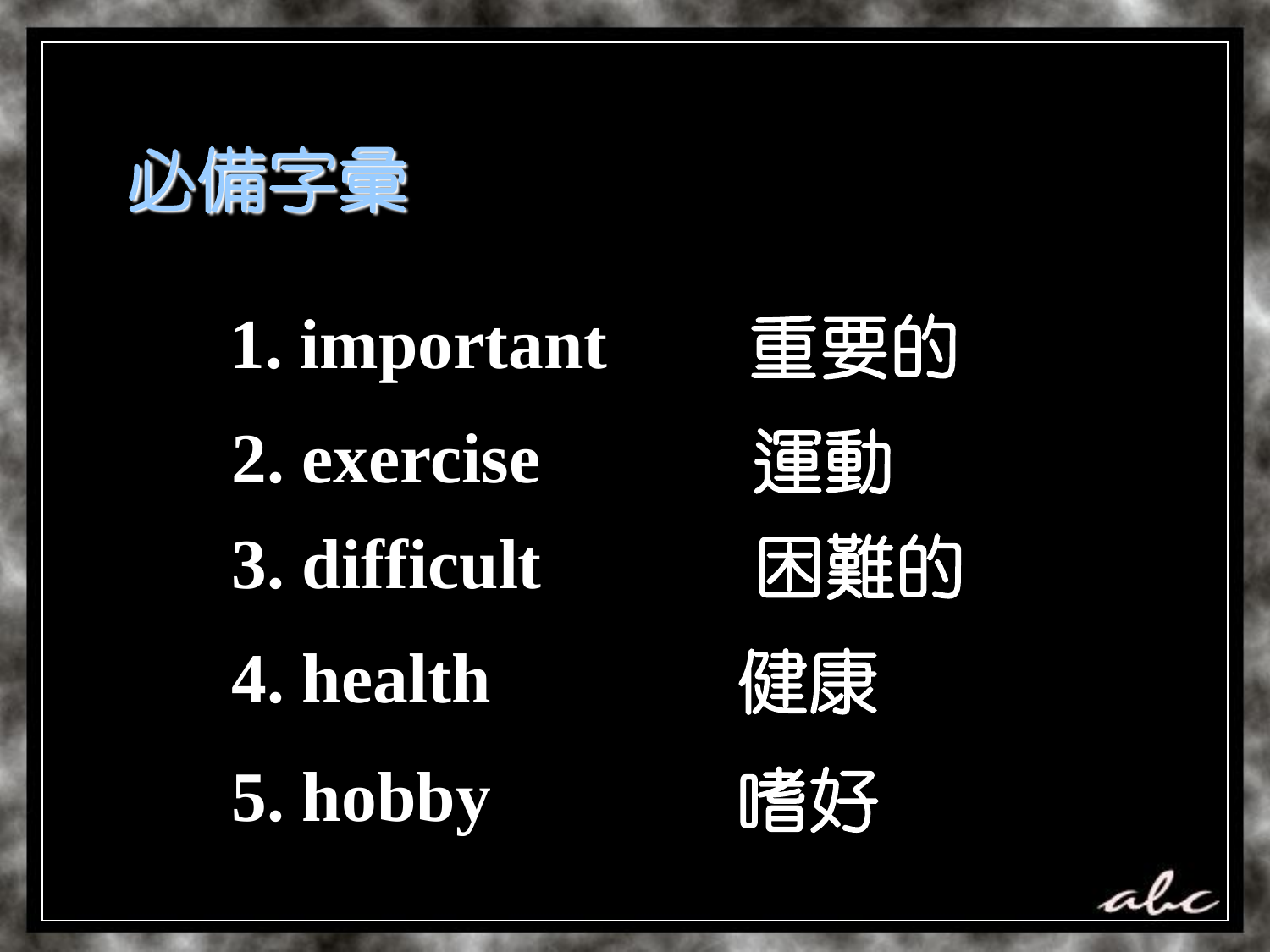# 必備字彙

1. **important** 重要的
2. **exercise** 運動
3. **difficult** 困難的
4. **health** 健康
5. **hobby** 嗜好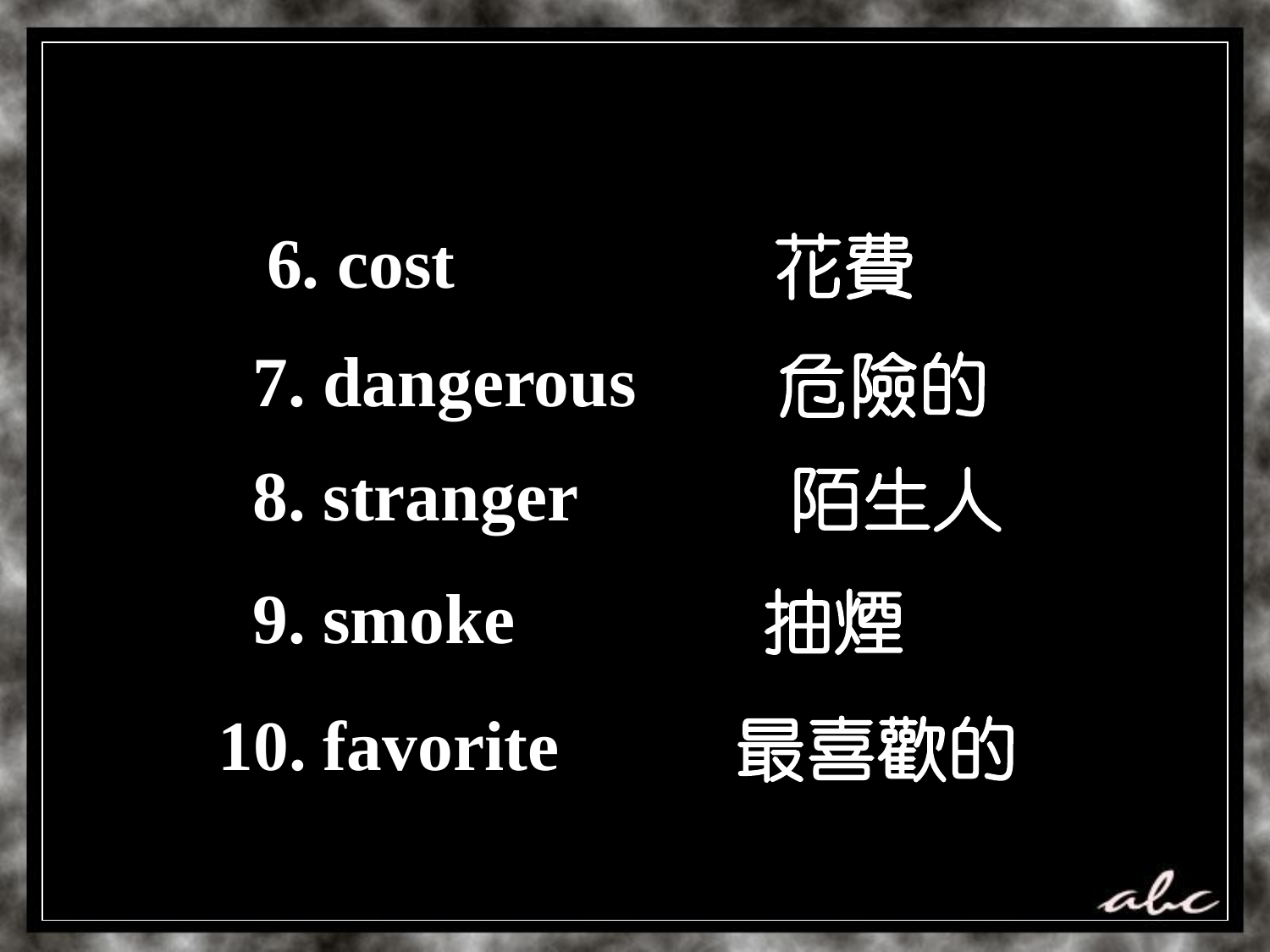6. cost 花費

7. dangerous 危險的

8. stranger 陌生人

9. smoke 抽煙

10. favorite 最喜歡的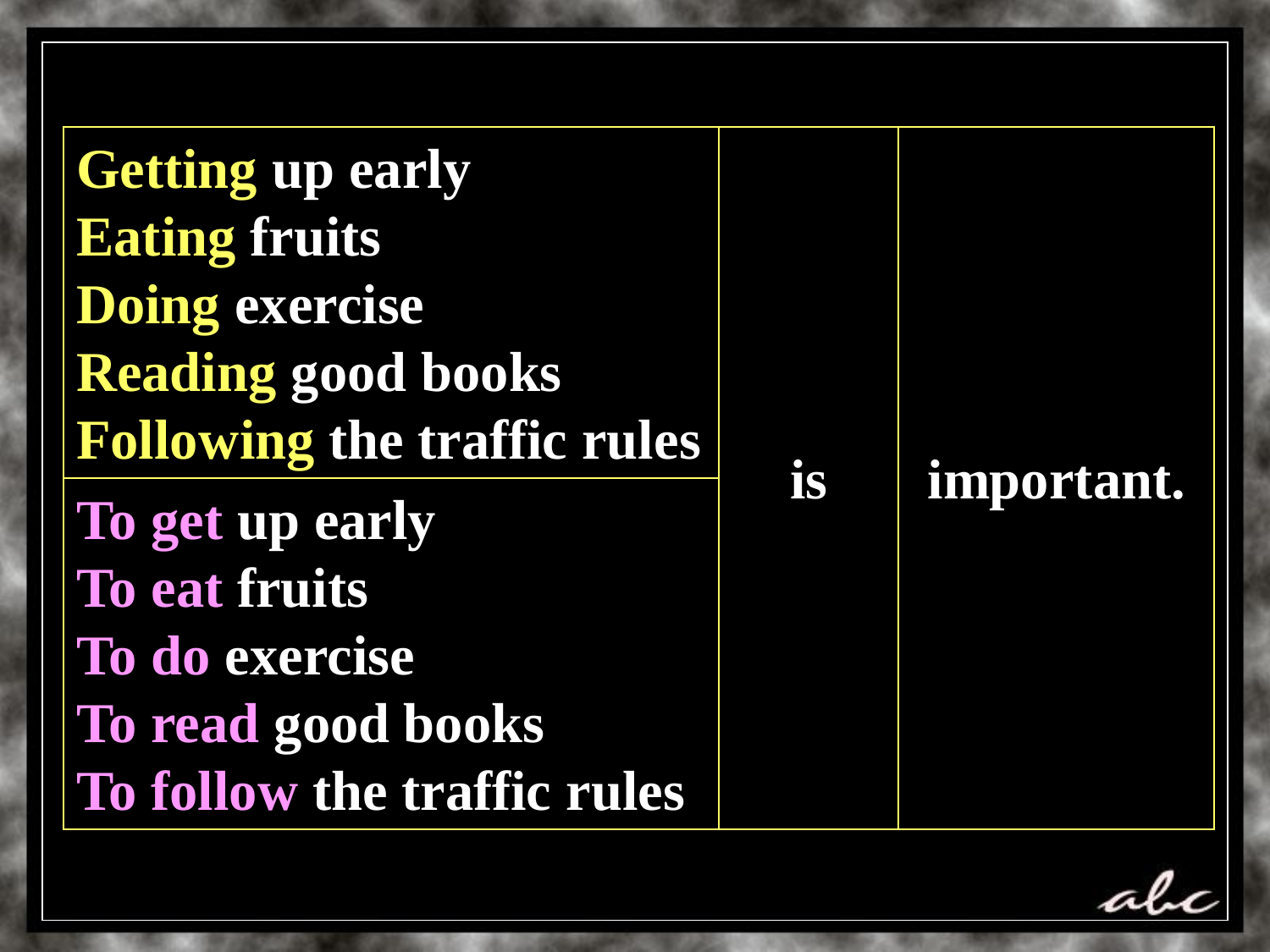| Subject | Verb | Complement |
|---|---|---|
| Getting up early<br>Eating fruits<br>Doing exercise<br>Reading good books<br>Following the traffic rules | is | important. |
| To get up early<br>To eat fruits<br>To do exercise<br>To read good books<br>To follow the traffic rules | | |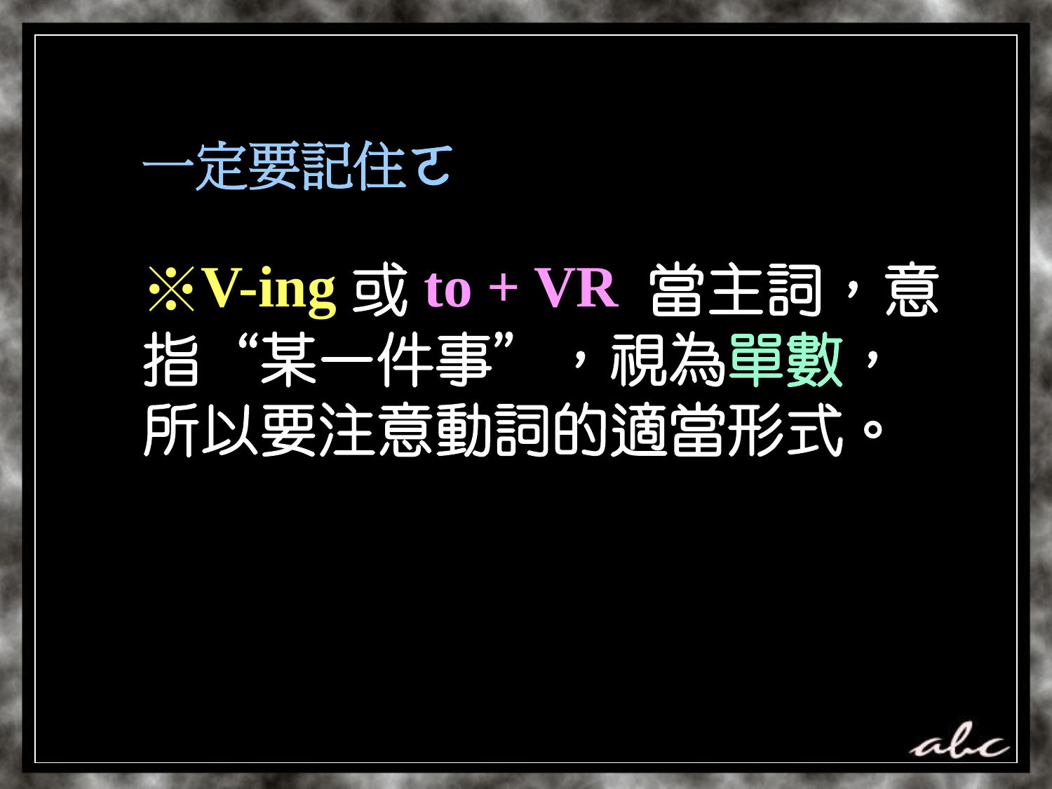## 一定要記住ㄛ

※**V-ing** 或 **to + VR** 當主詞，意指“某一件事”，視為單數，所以要注意動詞的適當形式。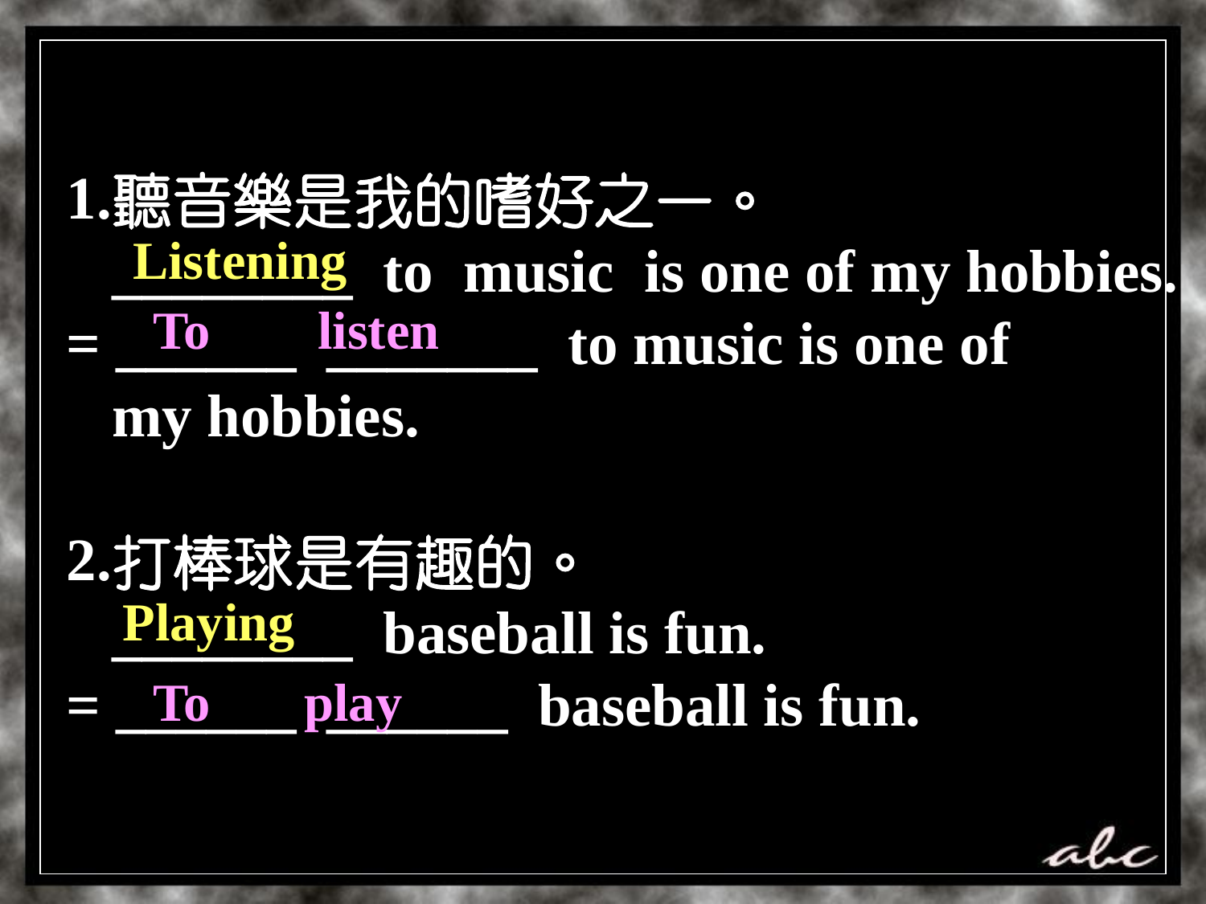1.聽音樂是我的嗜好之一。

**Listening** to music is one of my hobbies.

= **To** **listen** to music is one of my hobbies.

2.打棒球是有趣的。

**Playing** baseball is fun.

= **To** **play** baseball is fun.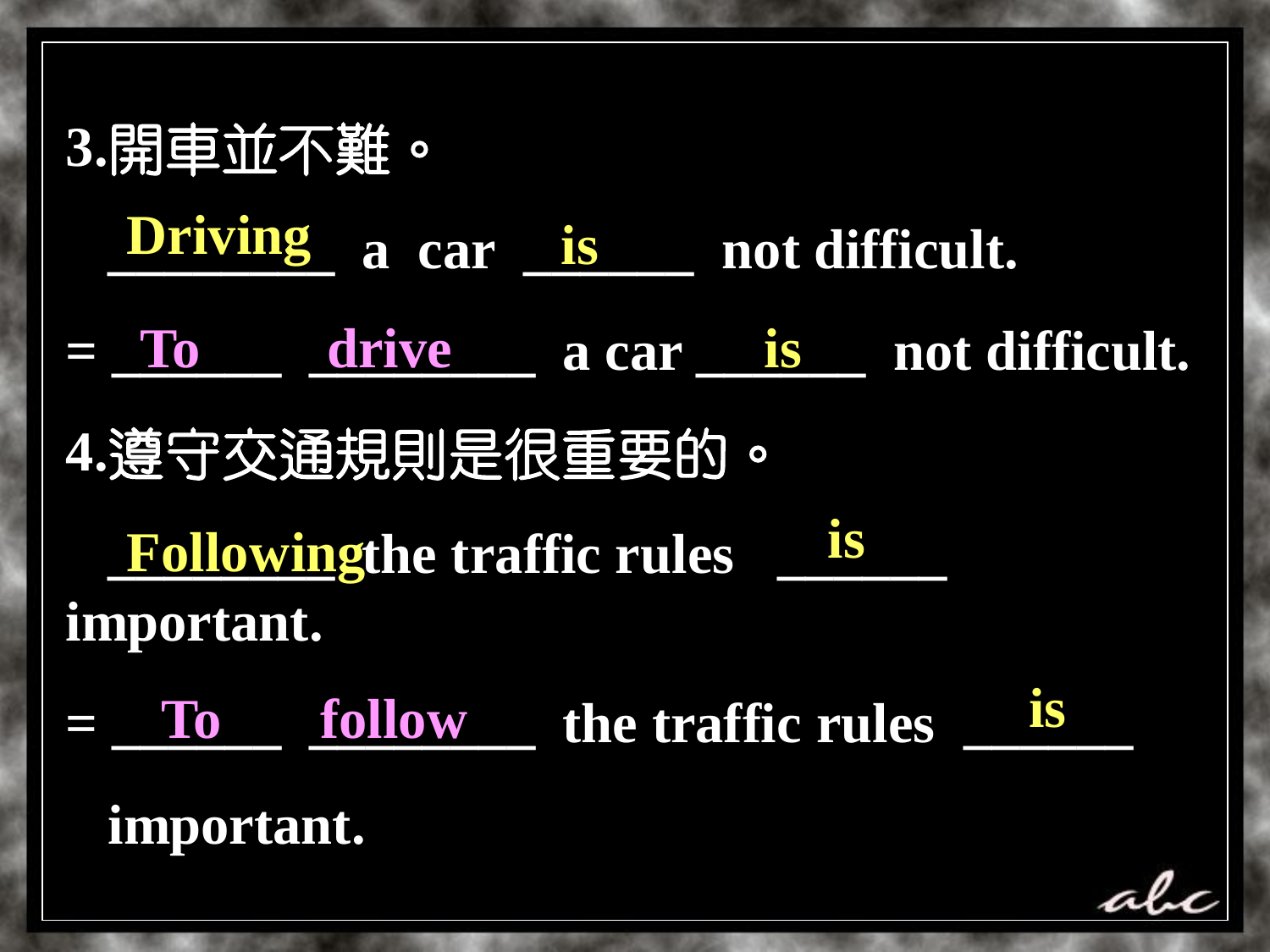3.開車並不難。

Driving a car is not difficult.

= To drive a car is not difficult.

4.遵守交通規則是很重要的。

Following the traffic rules is important.

= To follow the traffic rules is important.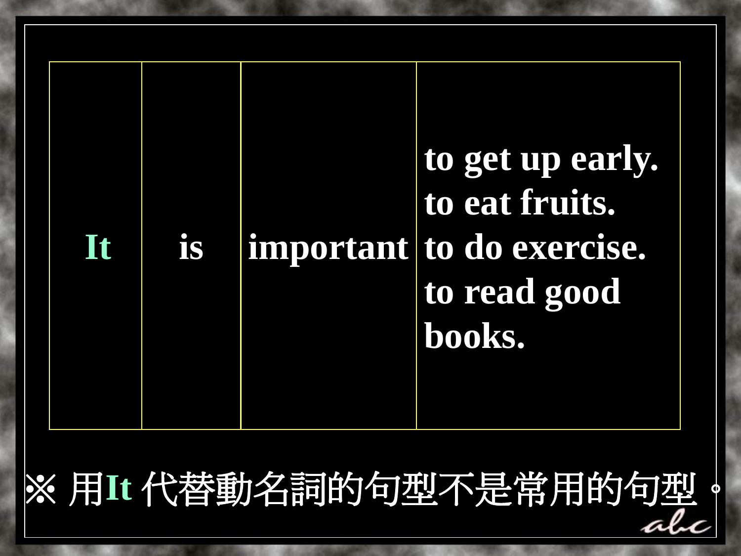| It | is | important | to get up early.<br>to eat fruits.<br>to do exercise.<br>to read good books. |
|---|---|---|---|

※ 用It 代替動名詞的句型不是常用的句型。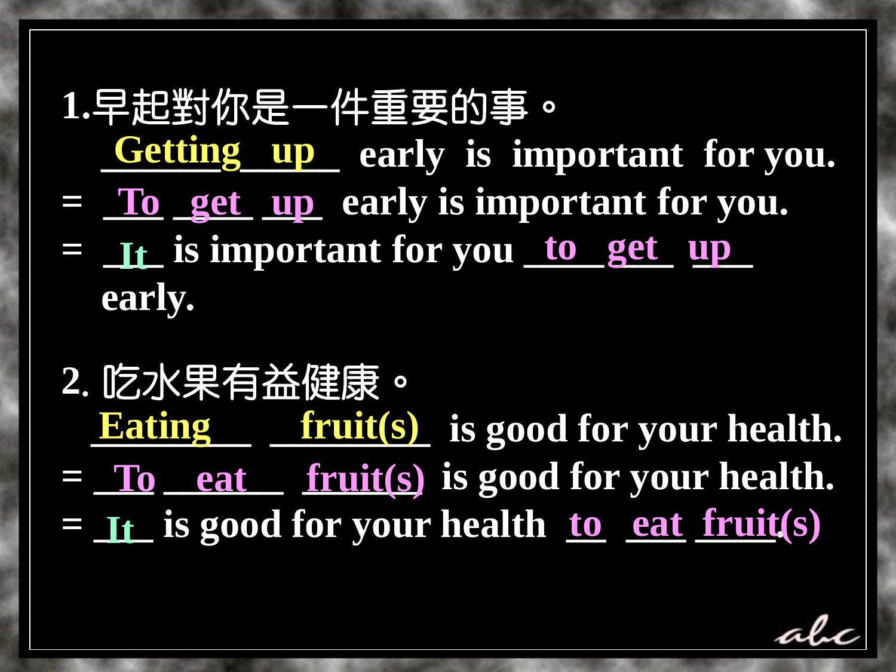1.早起對你是一件重要的事。

Getting up early is important for you.

= To get up early is important for you.

= It is important for you to get up early.

2. 吃水果有益健康。

Eating fruit(s) is good for your health.

= To eat fruit(s) is good for your health.

= It is good for your health to eat fruit(s).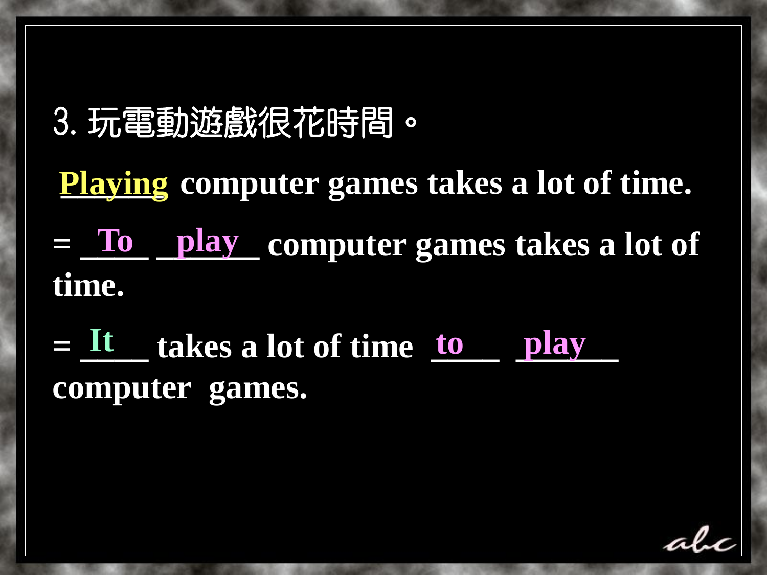3. 玩電動遊戲很花時間。

Playing computer games takes a lot of time.

= To play computer games takes a lot of time.

= It takes a lot of time to play computer games.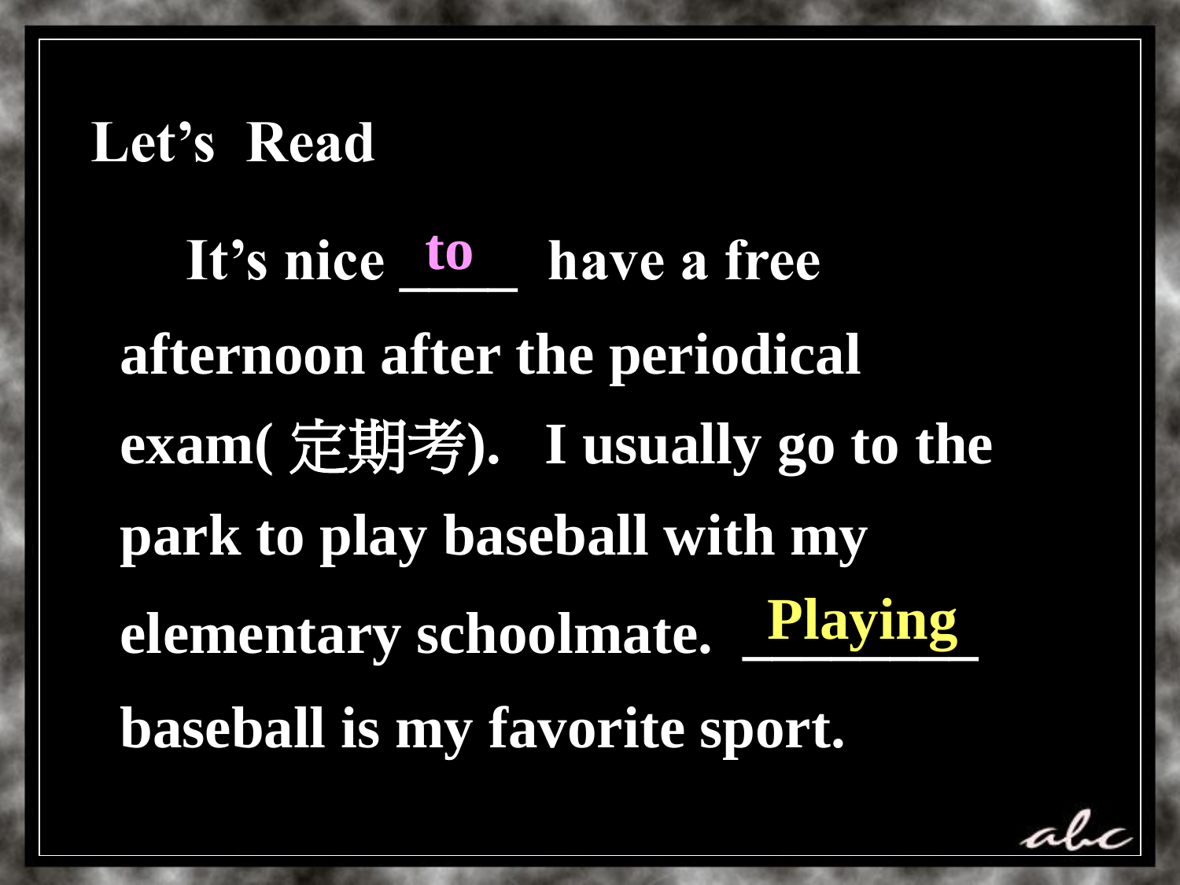## Let's Read

It's nice __to__ have a free afternoon after the periodical exam( 定期考). I usually go to the park to play baseball with my elementary schoolmate. __Playing__ baseball is my favorite sport.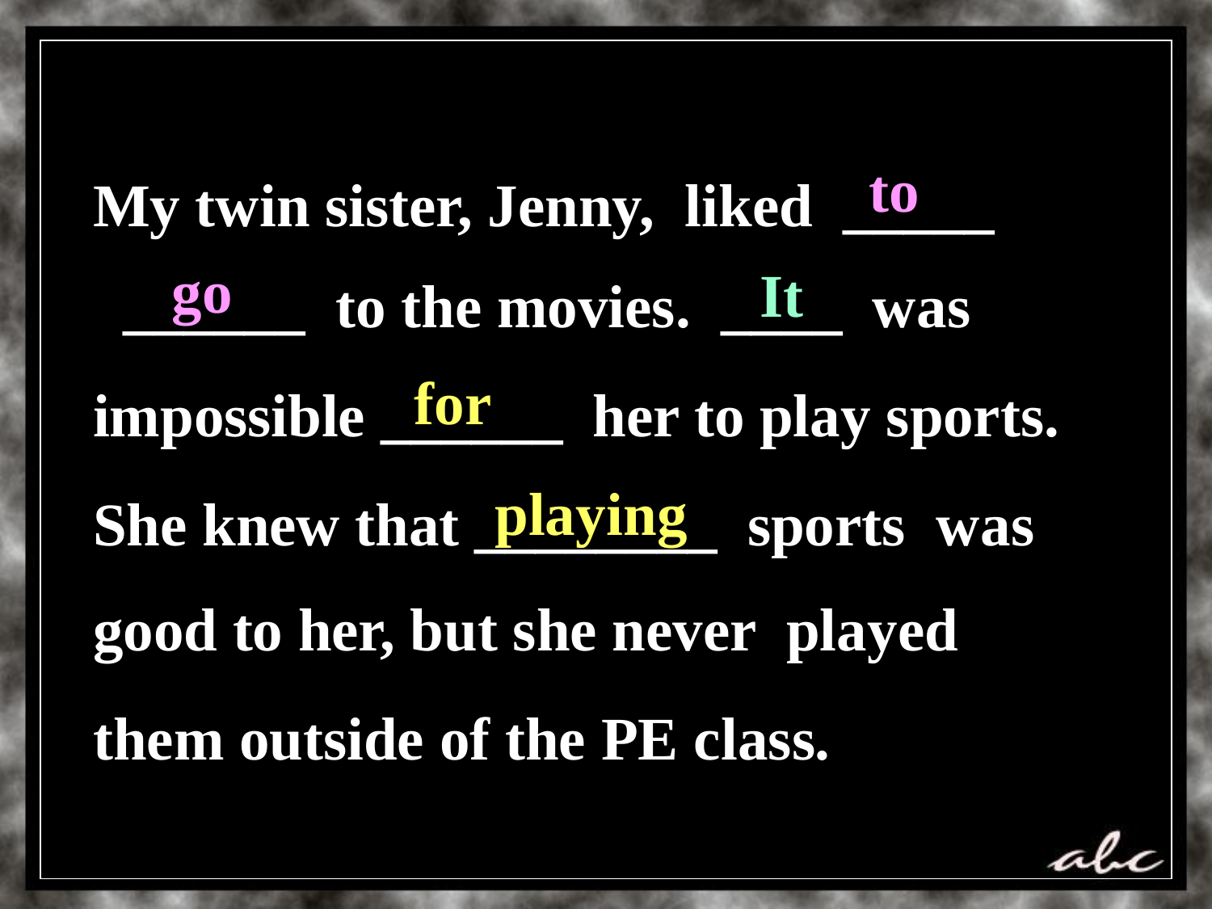My twin sister, Jenny, liked __to__ __go__ to the movies. __It__ was impossible __for__ her to play sports. She knew that __playing__ sports was good to her, but she never played them outside of the PE class.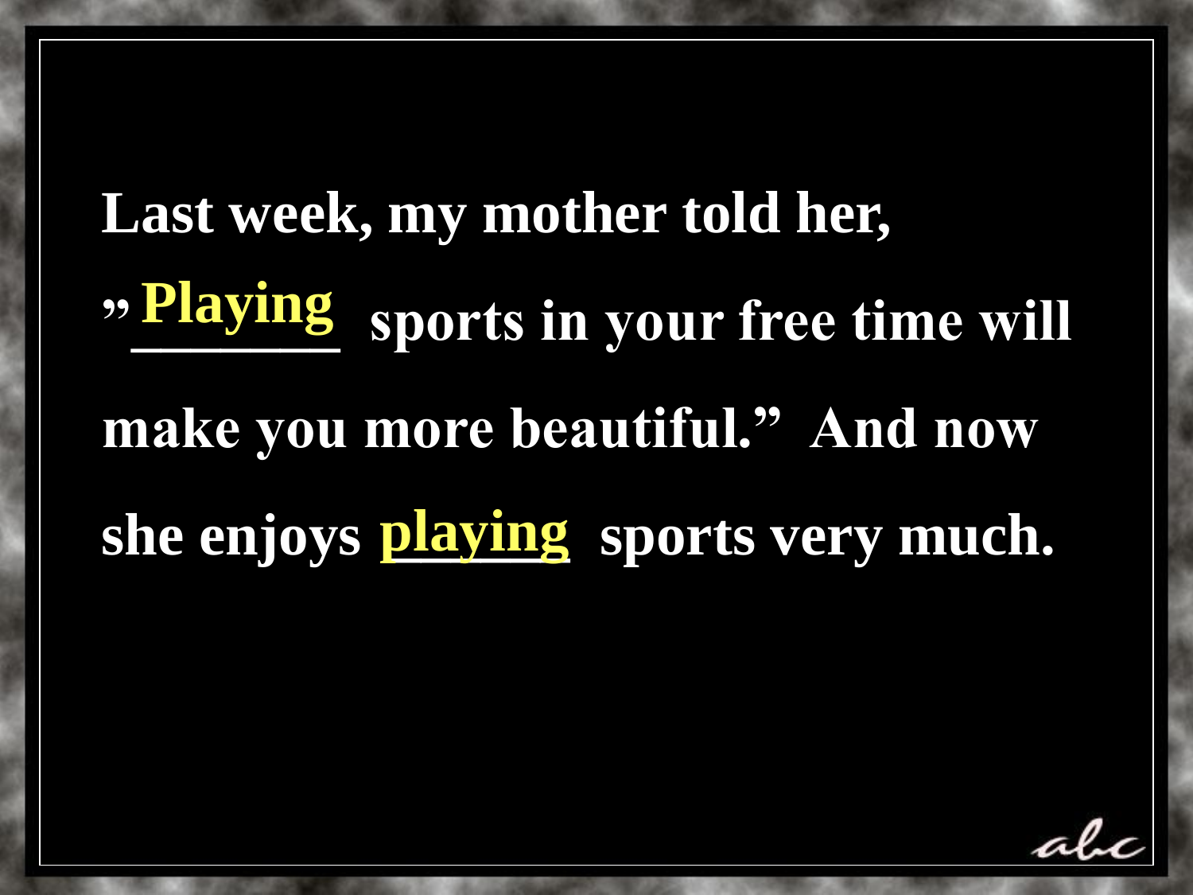Last week, my mother told her, "Playing sports in your free time will make you more beautiful." And now she enjoys playing sports very much.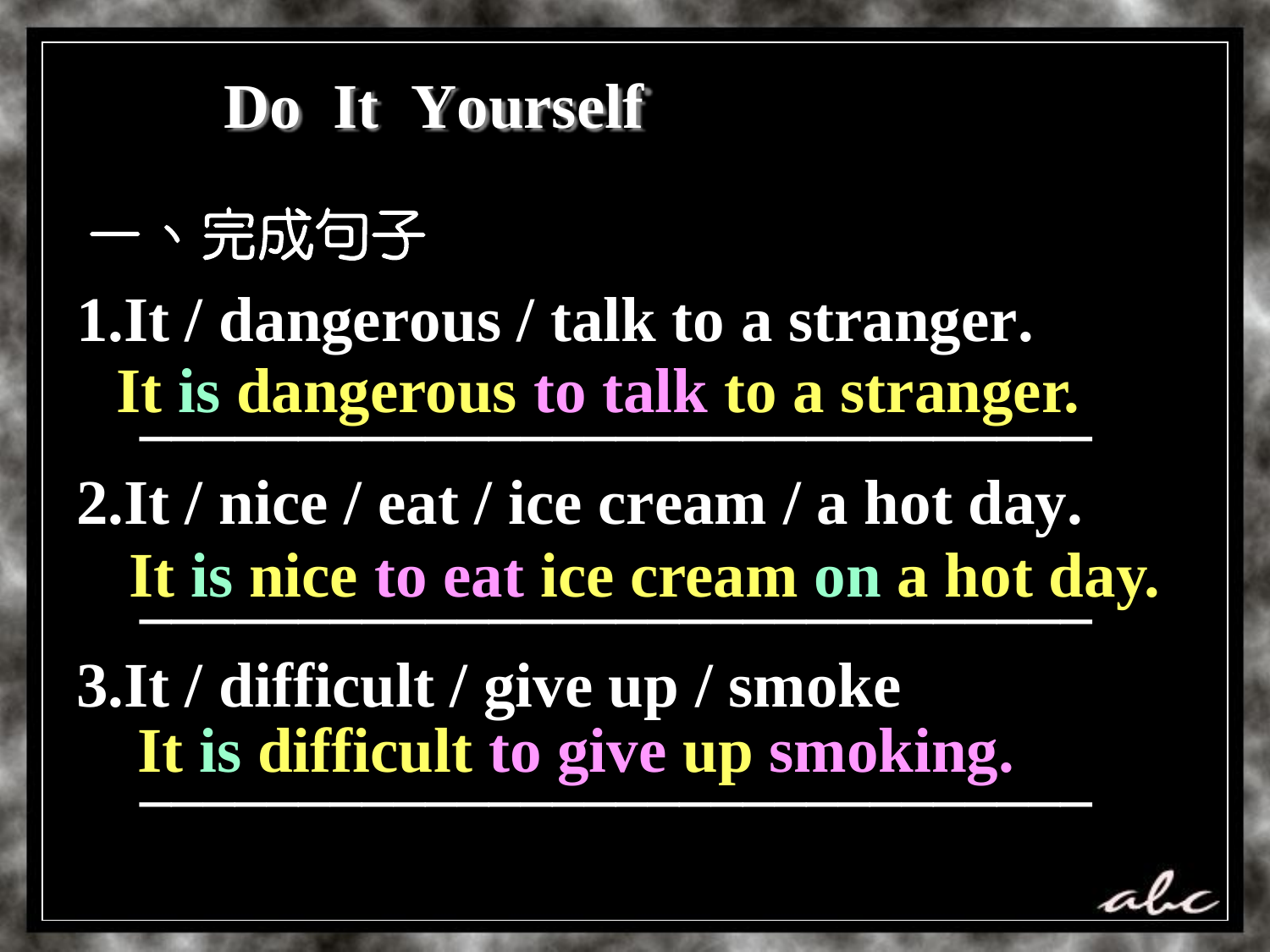# Do It Yourself

## 一、完成句子

1.It / dangerous / talk to a stranger.

It is dangerous to talk to a stranger.

2.It / nice / eat / ice cream / a hot day.

It is nice to eat ice cream on a hot day.

3.It / difficult / give up / smoke

It is difficult to give up smoking.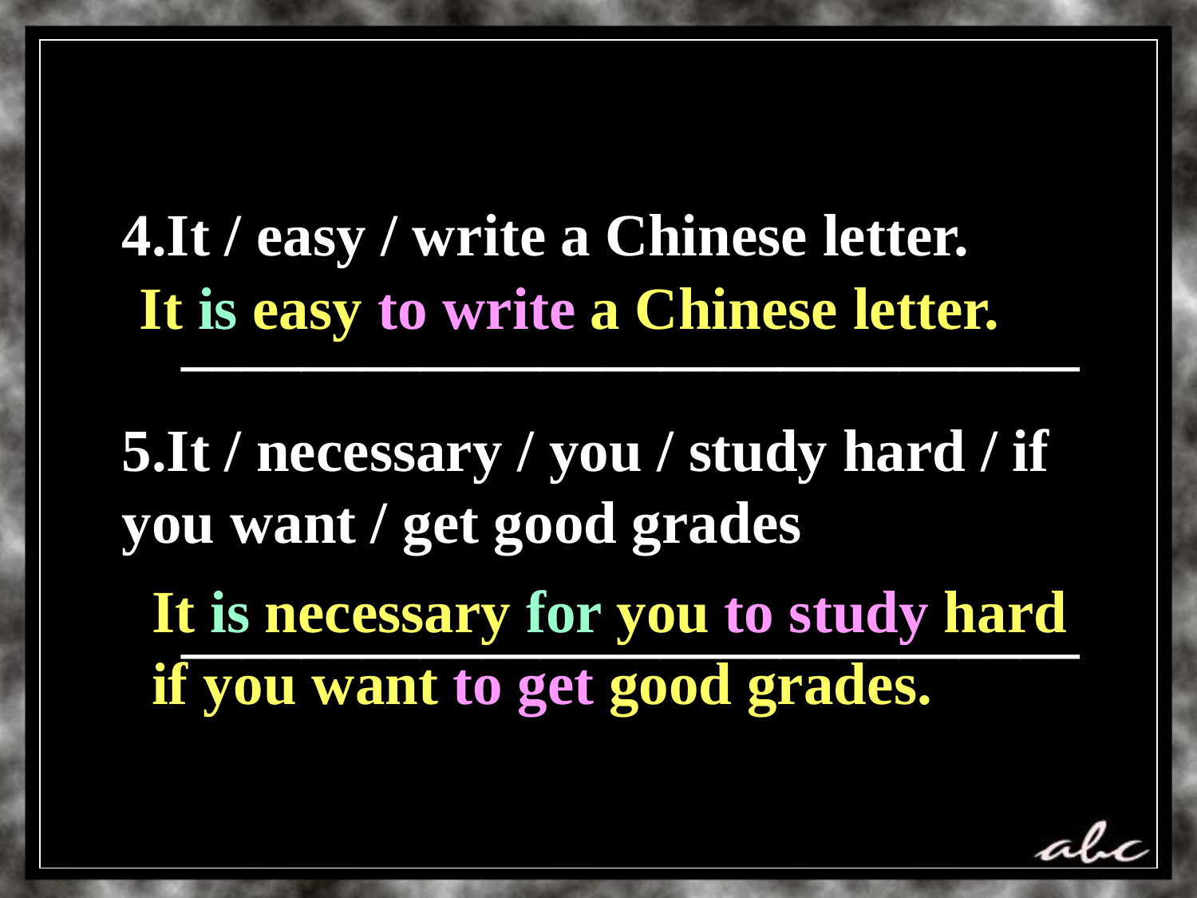4.It / easy / write a Chinese letter.

It is easy to write a Chinese letter.

5.It / necessary / you / study hard / if you want / get good grades

It is necessary for you to study hard if you want to get good grades.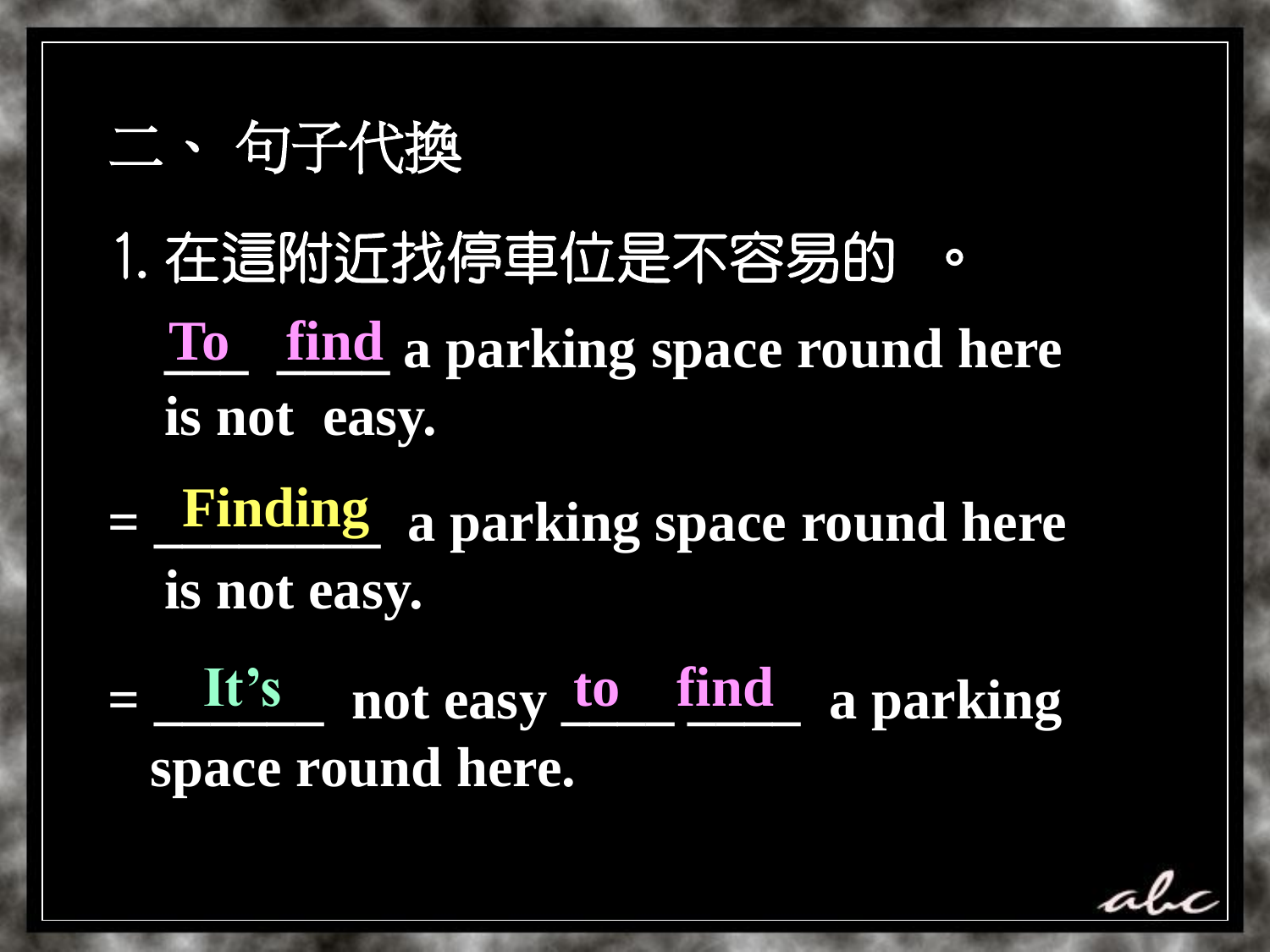## 二、 句子代換

1. 在這附近找停車位是不容易的 。

**To find a parking space round here is not easy.**

**= Finding a parking space round here is not easy.**

**= It's not easy to find a parking space round here.**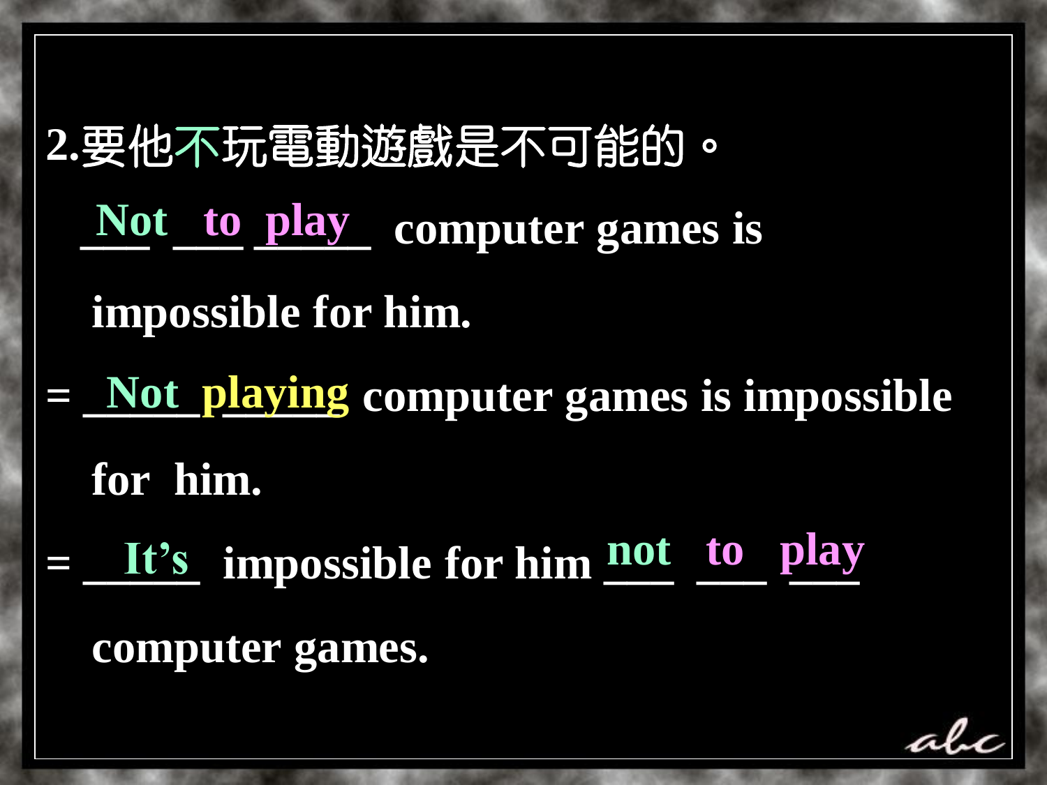2.要他不玩電動遊戲是不可能的。

Not to play computer games is impossible for him.

= Not playing computer games is impossible for him.

= It's impossible for him not to play computer games.